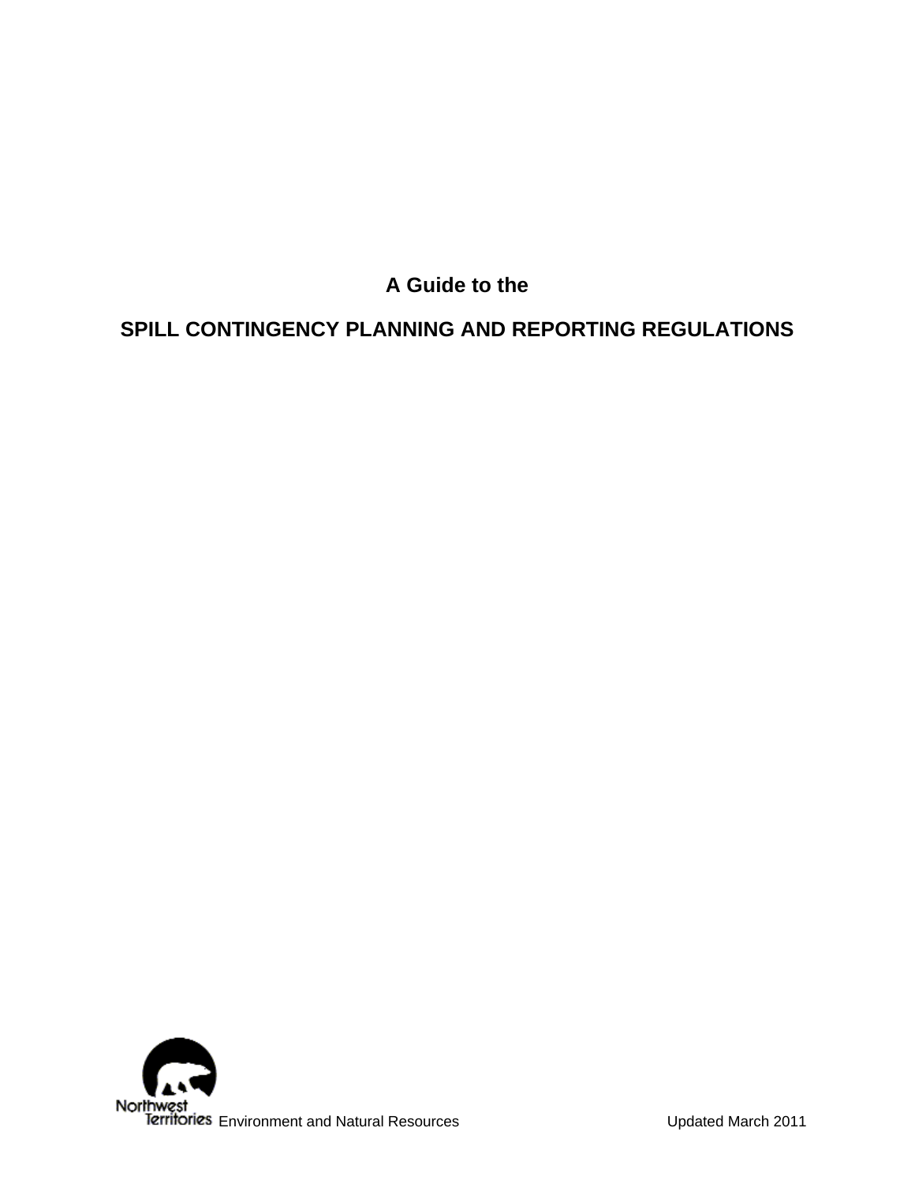# A Guide to the

# SPILL CONTINGENCY PLANNING AND REPORTING REGULATIONS

Northwest Territories Environment and Natural Resources

Updated March 2011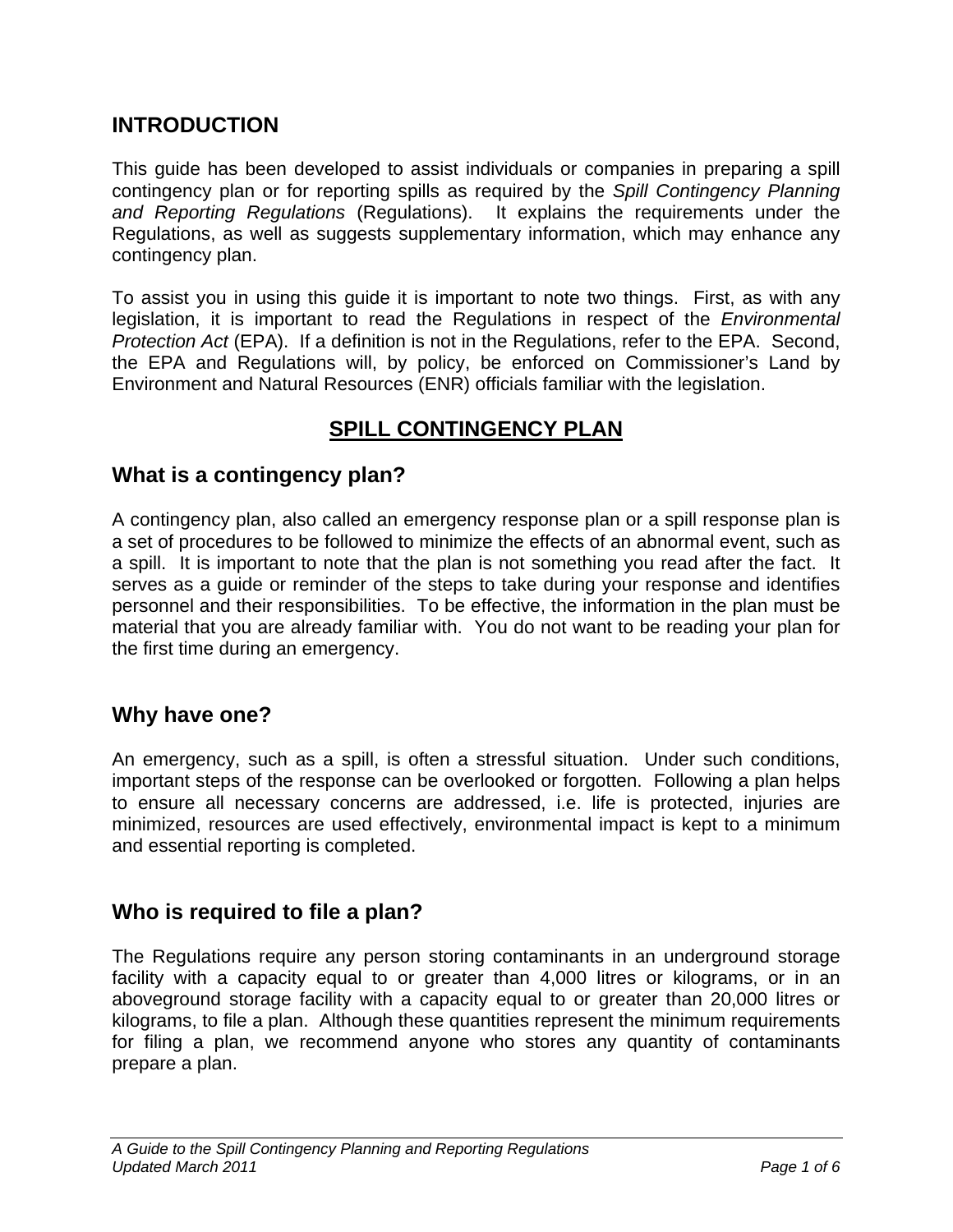## INTRODUCTION

This guide has been developed to assist individuals or companies in preparing a spill contingency plan or for reporting spills as required by the *Spill Contingency Planning and Reporting Regulations* (Regulations). It explains the requirements under the Regulations, as well as suggests supplementary information, which may enhance any contingency plan.

To assist you in using this guide it is important to note two things. First, as with any legislation, it is important to read the Regulations in respect of the *Environmental Protection Act* (EPA). If a definition is not in the Regulations, refer to the EPA. Second, the EPA and Regulations will, by policy, be enforced on Commissioner's Land by Environment and Natural Resources (ENR) officials familiar with the legislation.

# SPILL CONTINGENCY PLAN

## What is a contingency plan?

A contingency plan, also called an emergency response plan or a spill response plan is a set of procedures to be followed to minimize the effects of an abnormal event, such as a spill. It is important to note that the plan is not something you read after the fact. It serves as a guide or reminder of the steps to take during your response and identifies personnel and their responsibilities. To be effective, the information in the plan must be material that you are already familiar with. You do not want to be reading your plan for the first time during an emergency.

## Why have one?

An emergency, such as a spill, is often a stressful situation. Under such conditions, important steps of the response can be overlooked or forgotten. Following a plan helps to ensure all necessary concerns are addressed, i.e. life is protected, injuries are minimized, resources are used effectively, environmental impact is kept to a minimum and essential reporting is completed.

## Who is required to file a plan?

The Regulations require any person storing contaminants in an underground storage facility with a capacity equal to or greater than 4,000 litres or kilograms, or in an aboveground storage facility with a capacity equal to or greater than 20,000 litres or kilograms, to file a plan. Although these quantities represent the minimum requirements for filing a plan, we recommend anyone who stores any quantity of contaminants prepare a plan.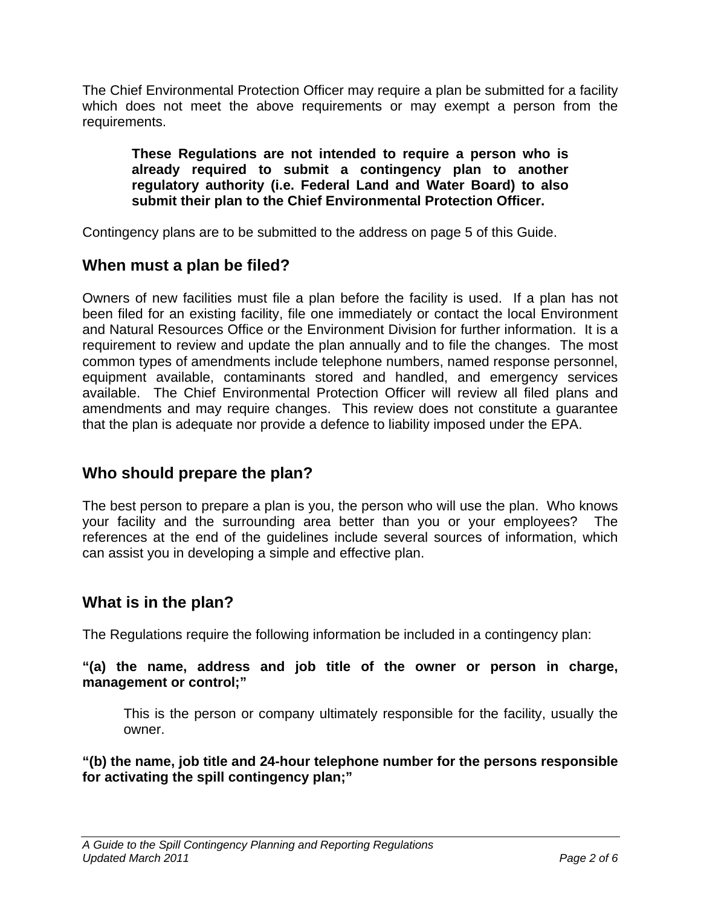The Chief Environmental Protection Officer may require a plan be submitted for a facility which does not meet the above requirements or may exempt a person from the requirements.

> **These Regulations are not intended to require a person who is already required to submit a contingency plan to another regulatory authority (i.e. Federal Land and Water Board) to also submit their plan to the Chief Environmental Protection Officer.**

Contingency plans are to be submitted to the address on page 5 of this Guide.

## When must a plan be filed?

Owners of new facilities must file a plan before the facility is used. If a plan has not been filed for an existing facility, file one immediately or contact the local Environment and Natural Resources Office or the Environment Division for further information. It is a requirement to review and update the plan annually and to file the changes. The most common types of amendments include telephone numbers, named response personnel, equipment available, contaminants stored and handled, and emergency services available. The Chief Environmental Protection Officer will review all filed plans and amendments and may require changes. This review does not constitute a guarantee that the plan is adequate nor provide a defence to liability imposed under the EPA.

## Who should prepare the plan?

The best person to prepare a plan is you, the person who will use the plan. Who knows your facility and the surrounding area better than you or your employees? The references at the end of the guidelines include several sources of information, which can assist you in developing a simple and effective plan.

## What is in the plan?

The Regulations require the following information be included in a contingency plan:

**"(a) the name, address and job title of the owner or person in charge, management or control;"**

> This is the person or company ultimately responsible for the facility, usually the owner.

**"(b) the name, job title and 24-hour telephone number for the persons responsible for activating the spill contingency plan;"**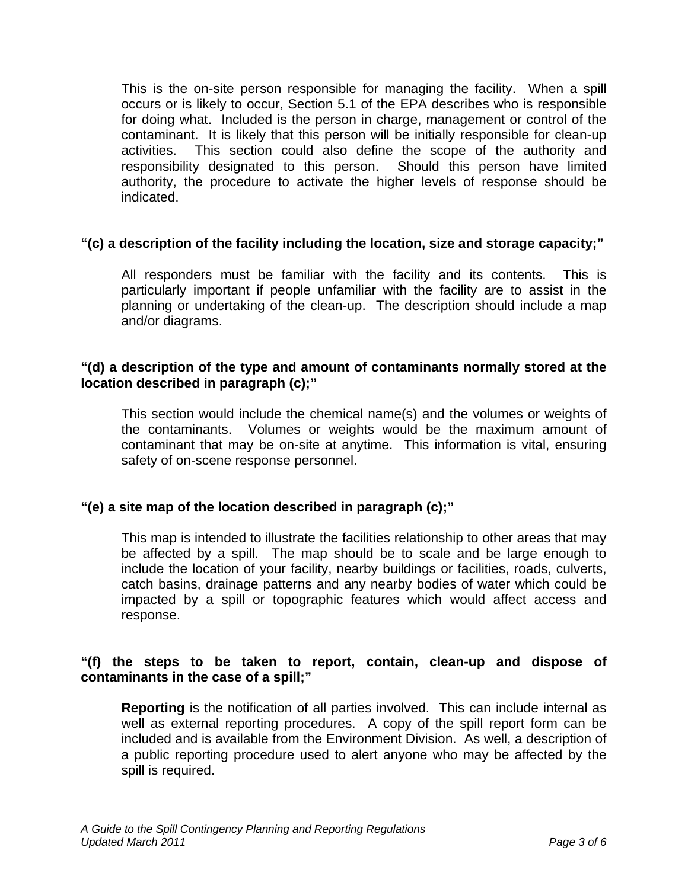This is the on-site person responsible for managing the facility. When a spill occurs or is likely to occur, Section 5.1 of the EPA describes who is responsible for doing what. Included is the person in charge, management or control of the contaminant. It is likely that this person will be initially responsible for clean-up activities. This section could also define the scope of the authority and responsibility designated to this person. Should this person have limited authority, the procedure to activate the higher levels of response should be indicated.

**"(c) a description of the facility including the location, size and storage capacity;"**

All responders must be familiar with the facility and its contents. This is particularly important if people unfamiliar with the facility are to assist in the planning or undertaking of the clean-up. The description should include a map and/or diagrams.

**"(d) a description of the type and amount of contaminants normally stored at the location described in paragraph (c);"**

This section would include the chemical name(s) and the volumes or weights of the contaminants. Volumes or weights would be the maximum amount of contaminant that may be on-site at anytime. This information is vital, ensuring safety of on-scene response personnel.

**"(e) a site map of the location described in paragraph (c);"**

This map is intended to illustrate the facilities relationship to other areas that may be affected by a spill. The map should be to scale and be large enough to include the location of your facility, nearby buildings or facilities, roads, culverts, catch basins, drainage patterns and any nearby bodies of water which could be impacted by a spill or topographic features which would affect access and response.

**"(f) the steps to be taken to report, contain, clean-up and dispose of contaminants in the case of a spill;"**

**Reporting** is the notification of all parties involved. This can include internal as well as external reporting procedures. A copy of the spill report form can be included and is available from the Environment Division. As well, a description of a public reporting procedure used to alert anyone who may be affected by the spill is required.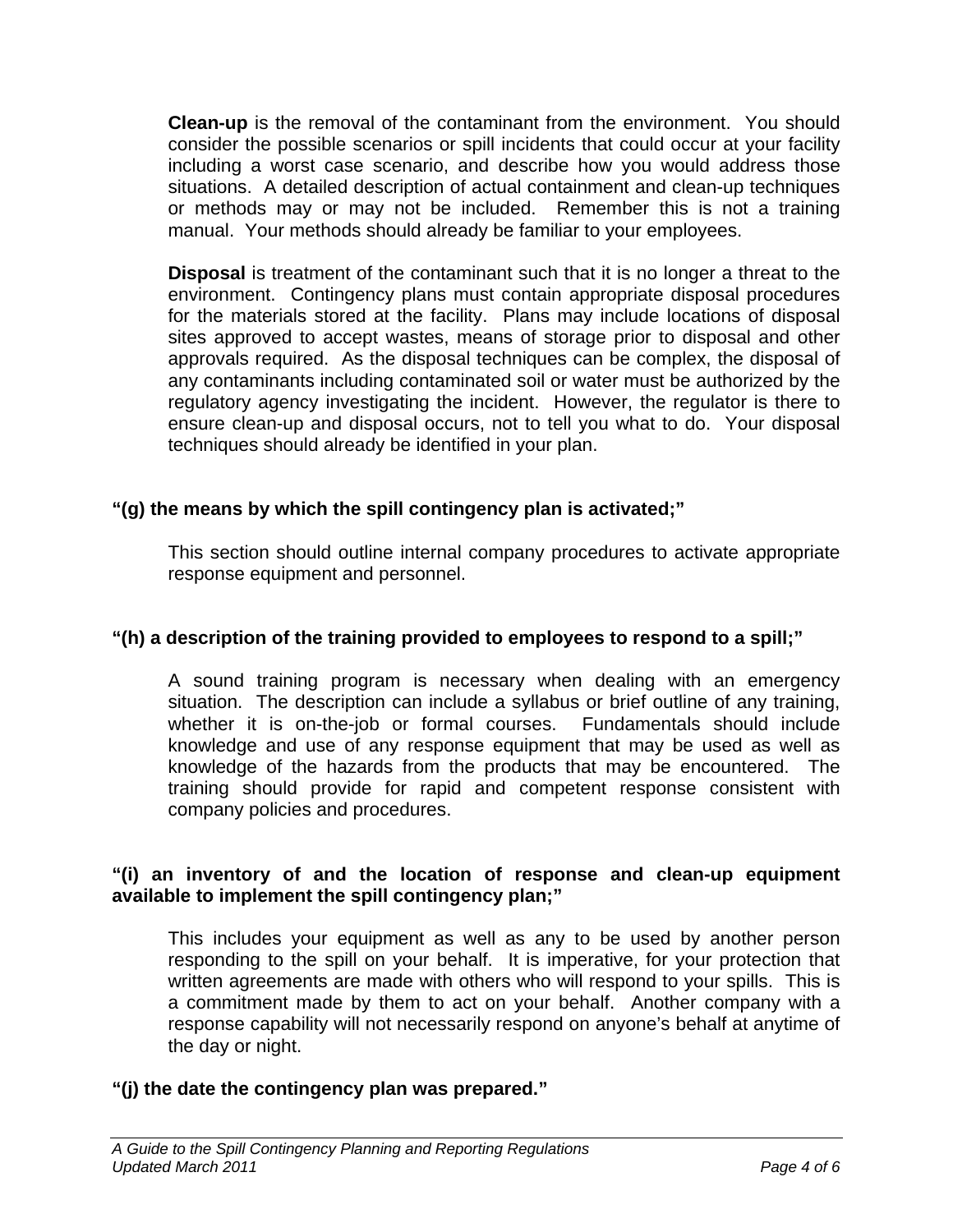**Clean-up** is the removal of the contaminant from the environment. You should consider the possible scenarios or spill incidents that could occur at your facility including a worst case scenario, and describe how you would address those situations. A detailed description of actual containment and clean-up techniques or methods may or may not be included. Remember this is not a training manual. Your methods should already be familiar to your employees.

**Disposal** is treatment of the contaminant such that it is no longer a threat to the environment. Contingency plans must contain appropriate disposal procedures for the materials stored at the facility. Plans may include locations of disposal sites approved to accept wastes, means of storage prior to disposal and other approvals required. As the disposal techniques can be complex, the disposal of any contaminants including contaminated soil or water must be authorized by the regulatory agency investigating the incident. However, the regulator is there to ensure clean-up and disposal occurs, not to tell you what to do. Your disposal techniques should already be identified in your plan.

**"(g) the means by which the spill contingency plan is activated;"**

This section should outline internal company procedures to activate appropriate response equipment and personnel.

**"(h) a description of the training provided to employees to respond to a spill;"**

A sound training program is necessary when dealing with an emergency situation. The description can include a syllabus or brief outline of any training, whether it is on-the-job or formal courses. Fundamentals should include knowledge and use of any response equipment that may be used as well as knowledge of the hazards from the products that may be encountered. The training should provide for rapid and competent response consistent with company policies and procedures.

**"(i) an inventory of and the location of response and clean-up equipment available to implement the spill contingency plan;"**

This includes your equipment as well as any to be used by another person responding to the spill on your behalf. It is imperative, for your protection that written agreements are made with others who will respond to your spills. This is a commitment made by them to act on your behalf. Another company with a response capability will not necessarily respond on anyone's behalf at anytime of the day or night.

**"(j) the date the contingency plan was prepared."**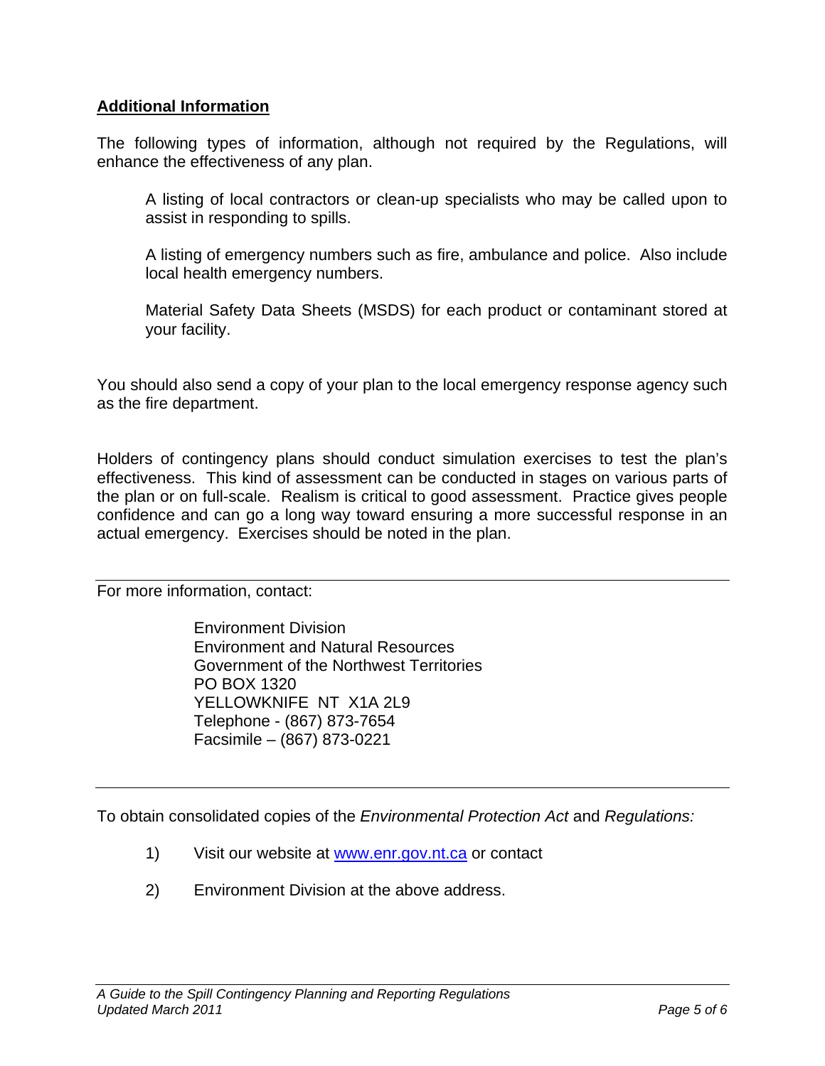## **Additional Information**

The following types of information, although not required by the Regulations, will enhance the effectiveness of any plan.

> A listing of local contractors or clean-up specialists who may be called upon to assist in responding to spills.
>
> A listing of emergency numbers such as fire, ambulance and police. Also include local health emergency numbers.
>
> Material Safety Data Sheets (MSDS) for each product or contaminant stored at your facility.

You should also send a copy of your plan to the local emergency response agency such as the fire department.

Holders of contingency plans should conduct simulation exercises to test the plan's effectiveness. This kind of assessment can be conducted in stages on various parts of the plan or on full-scale. Realism is critical to good assessment. Practice gives people confidence and can go a long way toward ensuring a more successful response in an actual emergency. Exercises should be noted in the plan.

---

For more information, contact:

> Environment Division
> Environment and Natural Resources
> Government of the Northwest Territories
> PO BOX 1320
> YELLOWKNIFE NT X1A 2L9
> Telephone - (867) 873-7654
> Facsimile – (867) 873-0221

---

To obtain consolidated copies of the *Environmental Protection Act* and *Regulations:*

1) Visit our website at www.enr.gov.nt.ca or contact

2) Environment Division at the above address.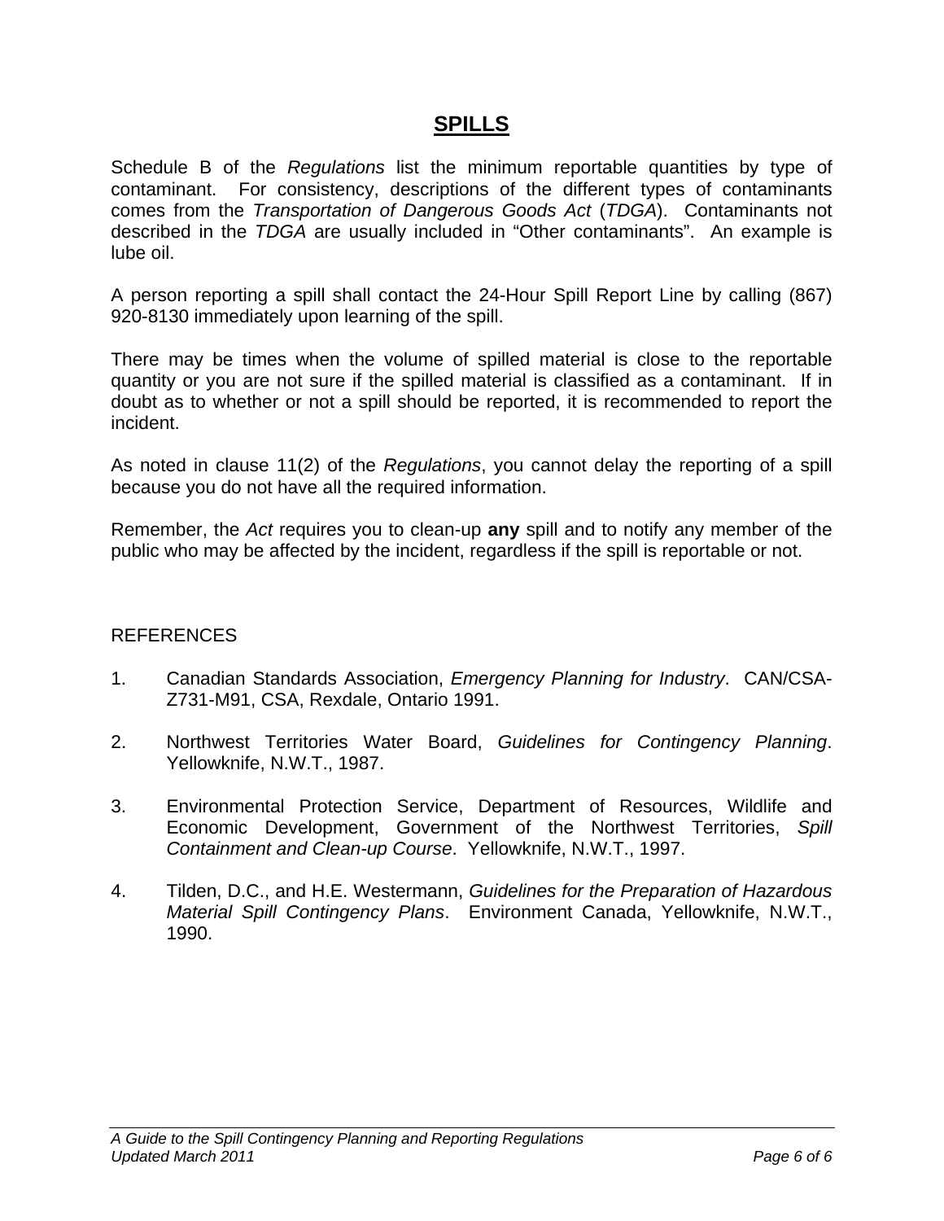## SPILLS

Schedule B of the *Regulations* list the minimum reportable quantities by type of contaminant. For consistency, descriptions of the different types of contaminants comes from the *Transportation of Dangerous Goods Act* (*TDGA*). Contaminants not described in the *TDGA* are usually included in "Other contaminants". An example is lube oil.

A person reporting a spill shall contact the 24-Hour Spill Report Line by calling (867) 920-8130 immediately upon learning of the spill.

There may be times when the volume of spilled material is close to the reportable quantity or you are not sure if the spilled material is classified as a contaminant. If in doubt as to whether or not a spill should be reported, it is recommended to report the incident.

As noted in clause 11(2) of the *Regulations*, you cannot delay the reporting of a spill because you do not have all the required information.

Remember, the *Act* requires you to clean-up **any** spill and to notify any member of the public who may be affected by the incident, regardless if the spill is reportable or not.

REFERENCES

1. Canadian Standards Association, *Emergency Planning for Industry*. CAN/CSA-Z731-M91, CSA, Rexdale, Ontario 1991.

2. Northwest Territories Water Board, *Guidelines for Contingency Planning*. Yellowknife, N.W.T., 1987.

3. Environmental Protection Service, Department of Resources, Wildlife and Economic Development, Government of the Northwest Territories, *Spill Containment and Clean-up Course*. Yellowknife, N.W.T., 1997.

4. Tilden, D.C., and H.E. Westermann, *Guidelines for the Preparation of Hazardous Material Spill Contingency Plans*. Environment Canada, Yellowknife, N.W.T., 1990.